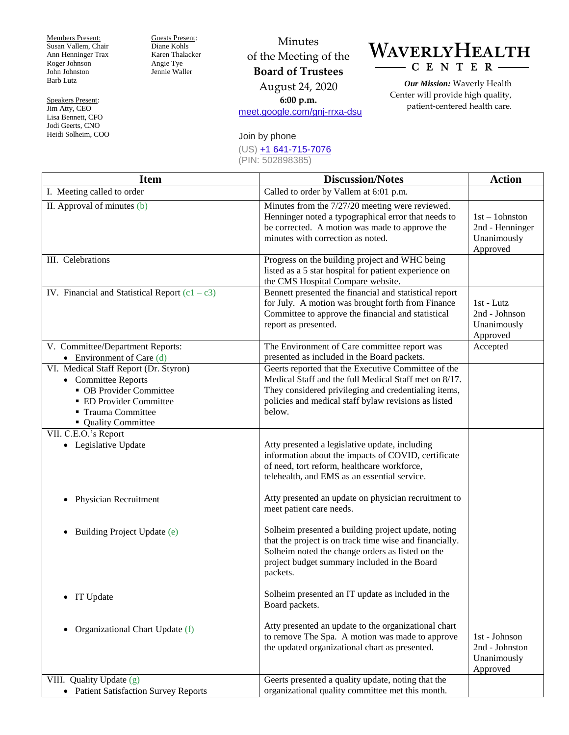Members Present:
Susan Vallem, Chair
Ann Henninger Trax
Roger Johnson
John Johnston
Barb Lutz

Guests Present:
Diane Kohls
Karen Thalacker
Angie Tye
Jennie Waller

Speakers Present:
Jim Atty, CEO
Lisa Bennett, CFO
Jodi Geerts, CNO
Heidi Solheim, COO

Minutes
of the Meeting of the
**Board of Trustees**
August 24, 2020
**6:00 p.m.**
meet.google.com/gnj-rrxa-dsu

Join by phone
(US) +1 641-715-7076
(PIN: 502898385)

**WAVERLY HEALTH CENTER**

***Our Mission:*** Waverly Health Center will provide high quality, patient-centered health care.

| Item | Discussion/Notes | Action |
|---|---|---|
| I. Meeting called to order | Called to order by Vallem at 6:01 p.m. | |
| II. Approval of minutes (b) | Minutes from the 7/27/20 meeting were reviewed. Henninger noted a typographical error that needs to be corrected. A motion was made to approve the minutes with correction as noted. | 1st – 1ohnston<br>2nd - Henninger<br>Unanimously Approved |
| III. Celebrations | Progress on the building project and WHC being listed as a 5 star hospital for patient experience on the CMS Hospital Compare website. | |
| IV. Financial and Statistical Report (c1 – c3) | Bennett presented the financial and statistical report for July. A motion was brought forth from Finance Committee to approve the financial and statistical report as presented. | 1st - Lutz<br>2nd - Johnson<br>Unanimously Approved |
| V. Committee/Department Reports:<br>• Environment of Care (d) | The Environment of Care committee report was presented as included in the Board packets. | Accepted |
| VI. Medical Staff Report (Dr. Styron)<br>• Committee Reports<br>▪ OB Provider Committee<br>▪ ED Provider Committee<br>▪ Trauma Committee<br>▪ Quality Committee | Geerts reported that the Executive Committee of the Medical Staff and the full Medical Staff met on 8/17. They considered privileging and credentialing items, policies and medical staff bylaw revisions as listed below. | |
| VII. C.E.O.'s Report<br>• Legislative Update | Atty presented a legislative update, including information about the impacts of COVID, certificate of need, tort reform, healthcare workforce, telehealth, and EMS as an essential service. | |
| • Physician Recruitment | Atty presented an update on physician recruitment to meet patient care needs. | |
| • Building Project Update (e) | Solheim presented a building project update, noting that the project is on track time wise and financially. Solheim noted the change orders as listed on the project budget summary included in the Board packets. | |
| • IT Update | Solheim presented an IT update as included in the Board packets. | |
| • Organizational Chart Update (f) | Atty presented an update to the organizational chart to remove The Spa. A motion was made to approve the updated organizational chart as presented. | 1st - Johnson<br>2nd - Johnston<br>Unanimously Approved |
| VIII. Quality Update (g)<br>• Patient Satisfaction Survey Reports | Geerts presented a quality update, noting that the organizational quality committee met this month. | |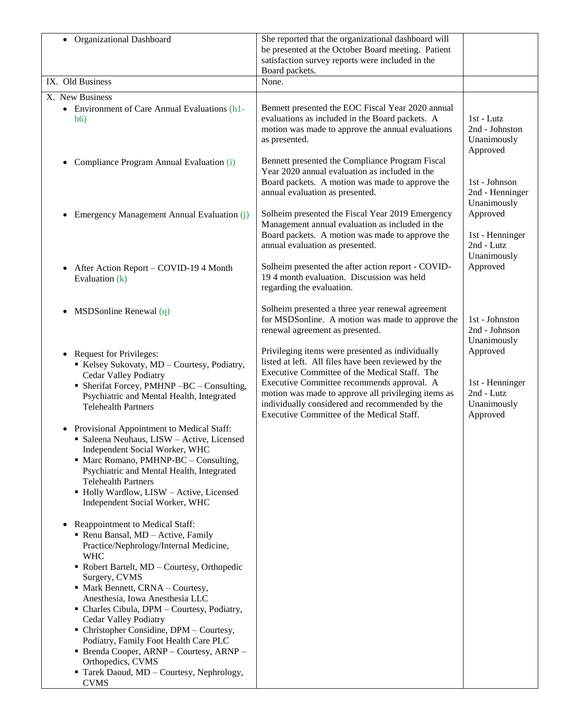| | | |
|---|---|---|
| • Organizational Dashboard | She reported that the organizational dashboard will be presented at the October Board meeting. Patient satisfaction survey reports were included in the Board packets. | |
| IX. Old Business | None. | |
| X. New Business<br>• Environment of Care Annual Evaluations (h1-h6) | Bennett presented the EOC Fiscal Year 2020 annual evaluations as included in the Board packets. A motion was made to approve the annual evaluations as presented. | 1st - Lutz<br>2nd - Johnston<br>Unanimously Approved |
| • Compliance Program Annual Evaluation (i) | Bennett presented the Compliance Program Fiscal Year 2020 annual evaluation as included in the Board packets. A motion was made to approve the annual evaluation as presented. | 1st - Johnson<br>2nd - Henninger<br>Unanimously Approved |
| • Emergency Management Annual Evaluation (j) | Solheim presented the Fiscal Year 2019 Emergency Management annual evaluation as included in the Board packets. A motion was made to approve the annual evaluation as presented. | 1st - Henninger<br>2nd - Lutz<br>Unanimously Approved |
| • After Action Report – COVID-19 4 Month Evaluation (k) | Solheim presented the after action report - COVID-19 4 month evaluation. Discussion was held regarding the evaluation. | |
| • MSDSonline Renewal (q) | Solheim presented a three year renewal agreement for MSDSonline. A motion was made to approve the renewal agreement as presented. | 1st - Johnston<br>2nd - Johnson<br>Unanimously Approved |
| • Request for Privileges:<br>▪ Kelsey Sukovaty, MD – Courtesy, Podiatry, Cedar Valley Podiatry<br>▪ Sherifat Forcey, PMHNP –BC – Consulting, Psychiatric and Mental Health, Integrated Telehealth Partners<br><br>• Provisional Appointment to Medical Staff:<br>▪ Saleena Neuhaus, LISW – Active, Licensed Independent Social Worker, WHC<br>▪ Marc Romano, PMHNP-BC – Consulting, Psychiatric and Mental Health, Integrated Telehealth Partners<br>▪ Holly Wardlow, LISW – Active, Licensed Independent Social Worker, WHC<br><br>• Reappointment to Medical Staff:<br>▪ Renu Bansal, MD – Active, Family Practice/Nephrology/Internal Medicine, WHC<br>▪ Robert Bartelt, MD – Courtesy, Orthopedic Surgery, CVMS<br>▪ Mark Bennett, CRNA – Courtesy, Anesthesia, Iowa Anesthesia LLC<br>▪ Charles Cibula, DPM – Courtesy, Podiatry, Cedar Valley Podiatry<br>▪ Christopher Considine, DPM – Courtesy, Podiatry, Family Foot Health Care PLC<br>▪ Brenda Cooper, ARNP – Courtesy, ARNP – Orthopedics, CVMS<br>▪ Tarek Daoud, MD – Courtesy, Nephrology, CVMS | Privileging items were presented as individually listed at left. All files have been reviewed by the Executive Committee of the Medical Staff. The Executive Committee recommends approval. A motion was made to approve all privileging items as individually considered and recommended by the Executive Committee of the Medical Staff. | 1st - Henninger<br>2nd - Lutz<br>Unanimously Approved |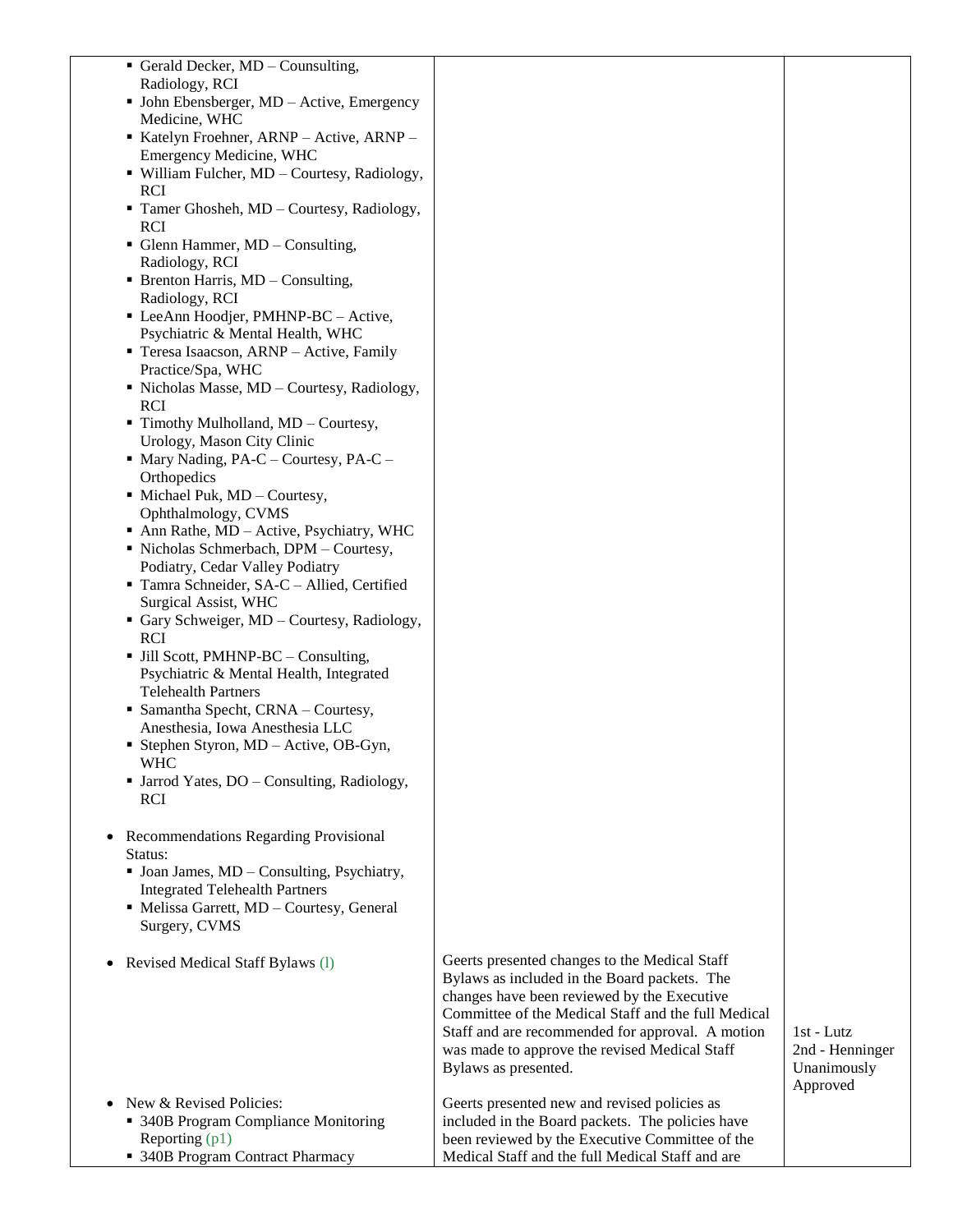| | | |
|---|---|---|
| ▪ Gerald Decker, MD – Counsulting, Radiology, RCI<br>▪ John Ebensberger, MD – Active, Emergency Medicine, WHC<br>▪ Katelyn Froehner, ARNP – Active, ARNP – Emergency Medicine, WHC<br>▪ William Fulcher, MD – Courtesy, Radiology, RCI<br>▪ Tamer Ghosheh, MD – Courtesy, Radiology, RCI<br>▪ Glenn Hammer, MD – Consulting, Radiology, RCI<br>▪ Brenton Harris, MD – Consulting, Radiology, RCI<br>▪ LeeAnn Hoodjer, PMHNP-BC – Active, Psychiatric & Mental Health, WHC<br>▪ Teresa Isaacson, ARNP – Active, Family Practice/Spa, WHC<br>▪ Nicholas Masse, MD – Courtesy, Radiology, RCI<br>▪ Timothy Mulholland, MD – Courtesy, Urology, Mason City Clinic<br>▪ Mary Nading, PA-C – Courtesy, PA-C – Orthopedics<br>▪ Michael Puk, MD – Courtesy, Ophthalmology, CVMS<br>▪ Ann Rathe, MD – Active, Psychiatry, WHC<br>▪ Nicholas Schmerbach, DPM – Courtesy, Podiatry, Cedar Valley Podiatry<br>▪ Tamra Schneider, SA-C – Allied, Certified Surgical Assist, WHC<br>▪ Gary Schweiger, MD – Courtesy, Radiology, RCI<br>▪ Jill Scott, PMHNP-BC – Consulting, Psychiatric & Mental Health, Integrated Telehealth Partners<br>▪ Samantha Specht, CRNA – Courtesy, Anesthesia, Iowa Anesthesia LLC<br>▪ Stephen Styron, MD – Active, OB-Gyn, WHC<br>▪ Jarrod Yates, DO – Consulting, Radiology, RCI | | |
| • Recommendations Regarding Provisional Status:<br>▪ Joan James, MD – Consulting, Psychiatry, Integrated Telehealth Partners<br>▪ Melissa Garrett, MD – Courtesy, General Surgery, CVMS | | |
| • Revised Medical Staff Bylaws (l) | Geerts presented changes to the Medical Staff Bylaws as included in the Board packets. The changes have been reviewed by the Executive Committee of the Medical Staff and the full Medical Staff and are recommended for approval. A motion was made to approve the revised Medical Staff Bylaws as presented. | 1st - Lutz<br>2nd - Henninger<br>Unanimously Approved |
| • New & Revised Policies:<br>▪ 340B Program Compliance Monitoring Reporting (p1)<br>▪ 340B Program Contract Pharmacy | Geerts presented new and revised policies as included in the Board packets. The policies have been reviewed by the Executive Committee of the Medical Staff and the full Medical Staff and are | |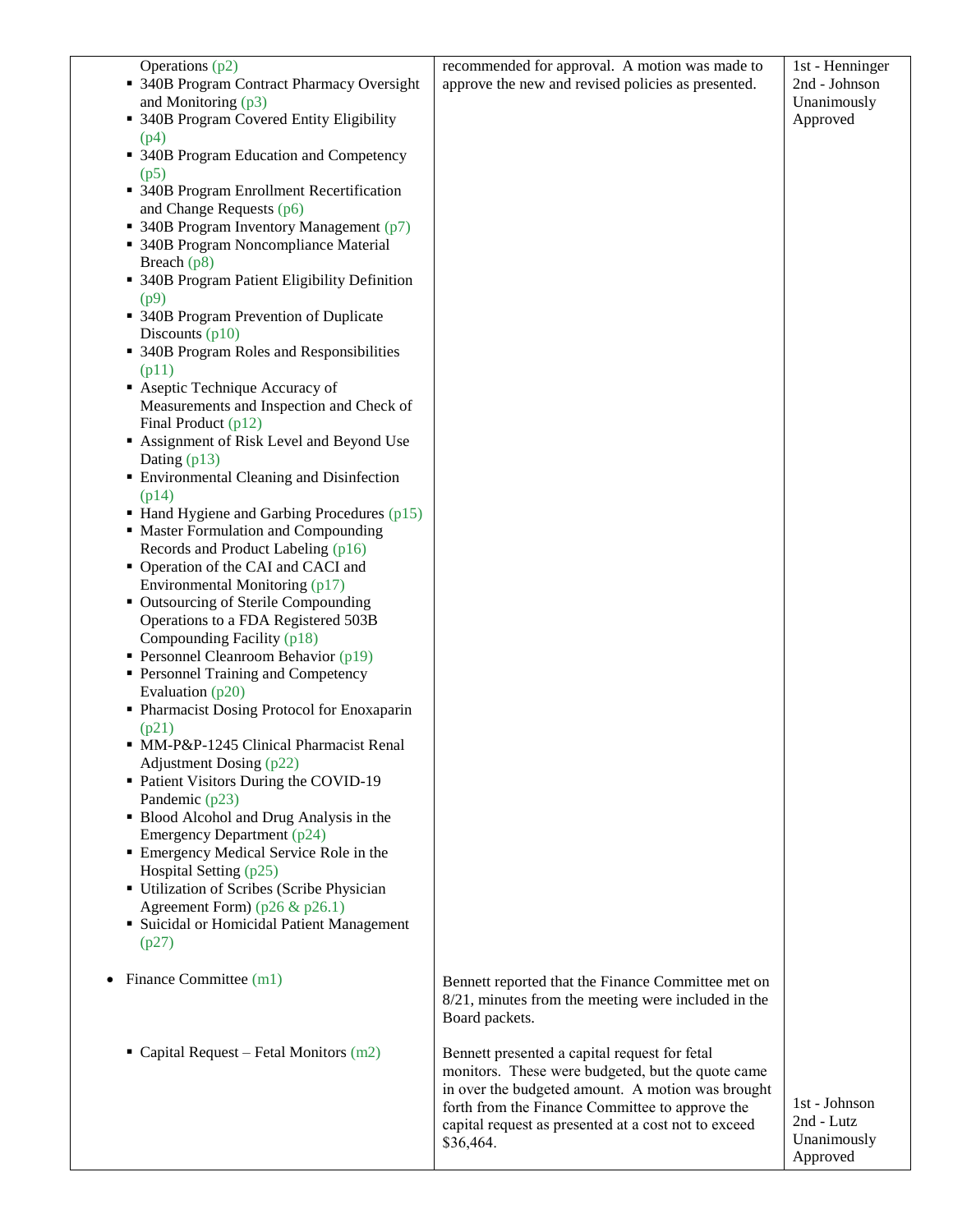| | | |
|---|---|---|
| Operations (p2)<br>▪ 340B Program Contract Pharmacy Oversight and Monitoring (p3)<br>▪ 340B Program Covered Entity Eligibility (p4)<br>▪ 340B Program Education and Competency (p5)<br>▪ 340B Program Enrollment Recertification and Change Requests (p6)<br>▪ 340B Program Inventory Management (p7)<br>▪ 340B Program Noncompliance Material Breach (p8)<br>▪ 340B Program Patient Eligibility Definition (p9)<br>▪ 340B Program Prevention of Duplicate Discounts (p10)<br>▪ 340B Program Roles and Responsibilities (p11)<br>▪ Aseptic Technique Accuracy of Measurements and Inspection and Check of Final Product (p12)<br>▪ Assignment of Risk Level and Beyond Use Dating (p13)<br>▪ Environmental Cleaning and Disinfection (p14)<br>▪ Hand Hygiene and Garbing Procedures (p15)<br>▪ Master Formulation and Compounding Records and Product Labeling (p16)<br>▪ Operation of the CAI and CACI and Environmental Monitoring (p17)<br>▪ Outsourcing of Sterile Compounding Operations to a FDA Registered 503B Compounding Facility (p18)<br>▪ Personnel Cleanroom Behavior (p19)<br>▪ Personnel Training and Competency Evaluation (p20)<br>▪ Pharmacist Dosing Protocol for Enoxaparin (p21)<br>▪ MM-P&P-1245 Clinical Pharmacist Renal Adjustment Dosing (p22)<br>▪ Patient Visitors During the COVID-19 Pandemic (p23)<br>▪ Blood Alcohol and Drug Analysis in the Emergency Department (p24)<br>▪ Emergency Medical Service Role in the Hospital Setting (p25)<br>▪ Utilization of Scribes (Scribe Physician Agreement Form) (p26 & p26.1)<br>▪ Suicidal or Homicidal Patient Management (p27) | recommended for approval. A motion was made to approve the new and revised policies as presented. | 1st - Henninger<br>2nd - Johnson<br>Unanimously Approved |
| • Finance Committee (m1) | Bennett reported that the Finance Committee met on 8/21, minutes from the meeting were included in the Board packets. | |
| ▪ Capital Request – Fetal Monitors (m2) | Bennett presented a capital request for fetal monitors. These were budgeted, but the quote came in over the budgeted amount. A motion was brought forth from the Finance Committee to approve the capital request as presented at a cost not to exceed $36,464. | 1st - Johnson<br>2nd - Lutz<br>Unanimously Approved |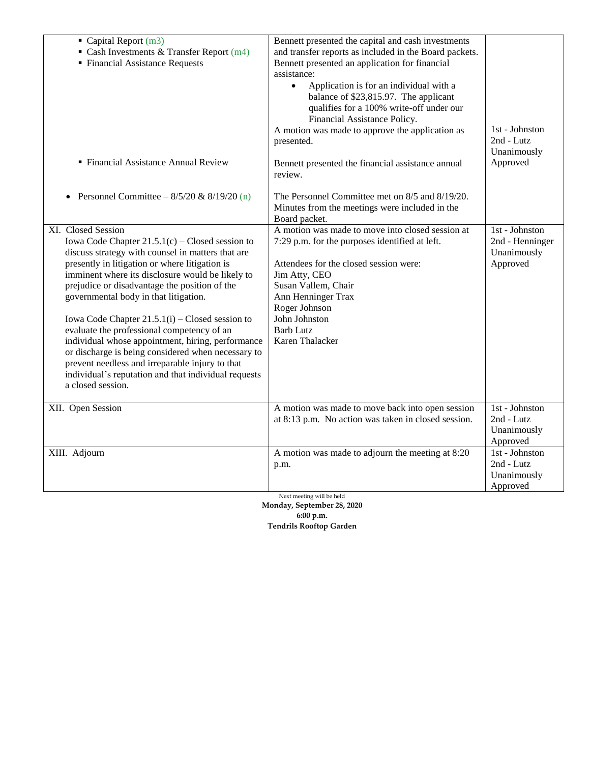| | | |
|---|---|---|
| ▪ Capital Report (m3)<br>▪ Cash Investments & Transfer Report (m4)<br>▪ Financial Assistance Requests<br><br>▪ Financial Assistance Annual Review<br><br>• Personnel Committee – 8/5/20 & 8/19/20 (n) | Bennett presented the capital and cash investments and transfer reports as included in the Board packets.<br>Bennett presented an application for financial assistance:<br>• Application is for an individual with a balance of $23,815.97. The applicant qualifies for a 100% write-off under our Financial Assistance Policy.<br>A motion was made to approve the application as presented.<br><br>Bennett presented the financial assistance annual review.<br><br>The Personnel Committee met on 8/5 and 8/19/20. Minutes from the meetings were included in the Board packet. | 1st - Johnston<br>2nd - Lutz<br>Unanimously Approved |
| XI. Closed Session<br>Iowa Code Chapter 21.5.1(c) – Closed session to discuss strategy with counsel in matters that are presently in litigation or where litigation is imminent where its disclosure would be likely to prejudice or disadvantage the position of the governmental body in that litigation.<br><br>Iowa Code Chapter 21.5.1(i) – Closed session to evaluate the professional competency of an individual whose appointment, hiring, performance or discharge is being considered when necessary to prevent needless and irreparable injury to that individual's reputation and that individual requests a closed session. | A motion was made to move into closed session at 7:29 p.m. for the purposes identified at left.<br><br>Attendees for the closed session were:<br>Jim Atty, CEO<br>Susan Vallem, Chair<br>Ann Henninger Trax<br>Roger Johnson<br>John Johnston<br>Barb Lutz<br>Karen Thalacker | 1st - Johnston<br>2nd - Henninger<br>Unanimously Approved |
| XII. Open Session | A motion was made to move back into open session at 8:13 p.m. No action was taken in closed session. | 1st - Johnston<br>2nd - Lutz<br>Unanimously Approved |
| XIII. Adjourn | A motion was made to adjourn the meeting at 8:20 p.m. | 1st - Johnston<br>2nd - Lutz<br>Unanimously Approved |

Next meeting will be held
**Monday, September 28, 2020**
**6:00 p.m.**
**Tendrils Rooftop Garden**